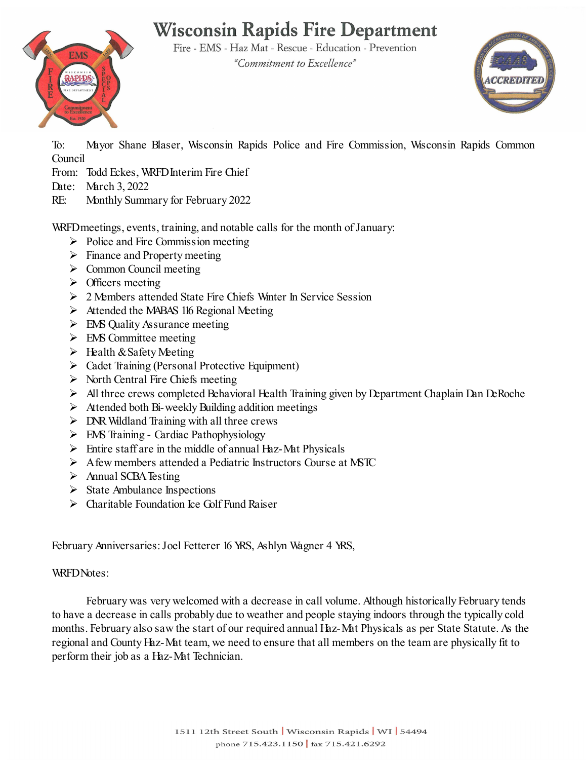# Wisconsin Rapids Fire Department

Fire - EMS - Haz Mat - Rescue - Education - Prevention

*"Commitment to Excellence"*

To: Mayor Shane Blaser, Wisconsin Rapids Police and Fire Commission, Wisconsin Rapids Common Council
From: Todd Eckes, WRFD Interim Fire Chief
Date: March 3, 2022
RE: Monthly Summary for February 2022

WRFD meetings, events, training, and notable calls for the month of January:

- Police and Fire Commission meeting
- Finance and Property meeting
- Common Council meeting
- Officers meeting
- 2 Members attended State Fire Chiefs Winter In Service Session
- Attended the MABAS 116 Regional Meeting
- EMS Quality Assurance meeting
- EMS Committee meeting
- Health & Safety Meeting
- Cadet Training (Personal Protective Equipment)
- North Central Fire Chiefs meeting
- All three crews completed Behavioral Health Training given by Department Chaplain Dan DeRoche
- Attended both Bi-weekly Building addition meetings
- DNR Wildland Training with all three crews
- EMS Training - Cardiac Pathophysiology
- Entire staff are in the middle of annual Haz-Mat Physicals
- A few members attended a Pediatric Instructors Course at MSTC
- Annual SCBA Testing
- State Ambulance Inspections
- Charitable Foundation Ice Golf Fund Raiser

February Anniversaries: Joel Fetterer 16 YRS, Ashlyn Wagner 4 YRS,

WRFD Notes:

February was very welcomed with a decrease in call volume. Although historically February tends to have a decrease in calls probably due to weather and people staying indoors through the typically cold months. February also saw the start of our required annual Haz-Mat Physicals as per State Statute. As the regional and County Haz-Mat team, we need to ensure that all members on the team are physically fit to perform their job as a Haz-Mat Technician.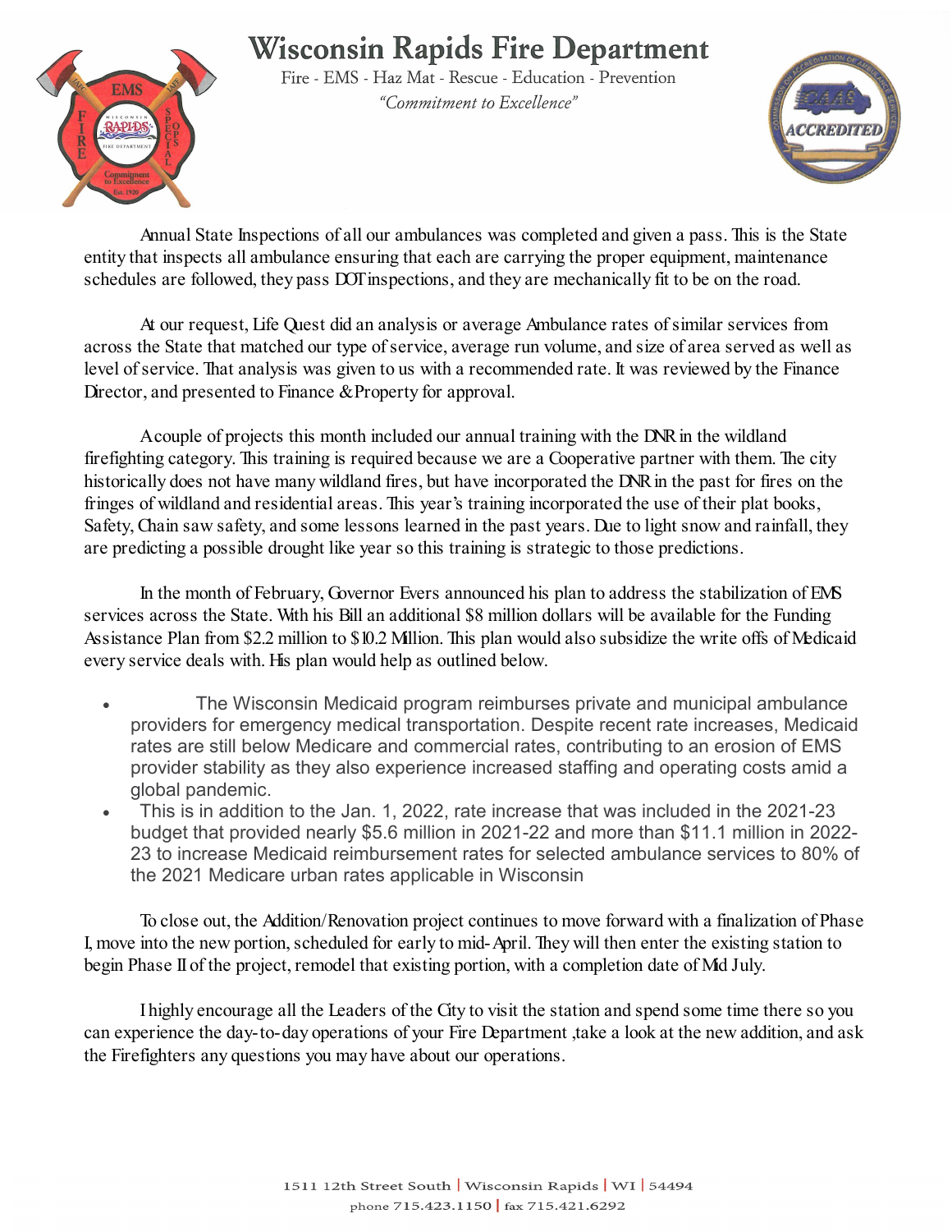# Wisconsin Rapids Fire Department

Fire - EMS - Haz Mat - Rescue - Education - Prevention

*"Commitment to Excellence"*

Annual State Inspections of all our ambulances was completed and given a pass. This is the State entity that inspects all ambulance ensuring that each are carrying the proper equipment, maintenance schedules are followed, they pass DOT inspections, and they are mechanically fit to be on the road.

At our request, Life Quest did an analysis or average Ambulance rates of similar services from across the State that matched our type of service, average run volume, and size of area served as well as level of service. That analysis was given to us with a recommended rate. It was reviewed by the Finance Director, and presented to Finance & Property for approval.

A couple of projects this month included our annual training with the DNR in the wildland firefighting category. This training is required because we are a Cooperative partner with them. The city historically does not have many wildland fires, but have incorporated the DNR in the past for fires on the fringes of wildland and residential areas. This year's training incorporated the use of their plat books, Safety, Chain saw safety, and some lessons learned in the past years. Due to light snow and rainfall, they are predicting a possible drought like year so this training is strategic to those predictions.

In the month of February, Governor Evers announced his plan to address the stabilization of EMS services across the State. With his Bill an additional $8 million dollars will be available for the Funding Assistance Plan from $2.2 million to $10.2 Million. This plan would also subsidize the write offs of Medicaid every service deals with. His plan would help as outlined below.

- The Wisconsin Medicaid program reimburses private and municipal ambulance providers for emergency medical transportation. Despite recent rate increases, Medicaid rates are still below Medicare and commercial rates, contributing to an erosion of EMS provider stability as they also experience increased staffing and operating costs amid a global pandemic.
- This is in addition to the Jan. 1, 2022, rate increase that was included in the 2021-23 budget that provided nearly $5.6 million in 2021-22 and more than $11.1 million in 2022-23 to increase Medicaid reimbursement rates for selected ambulance services to 80% of the 2021 Medicare urban rates applicable in Wisconsin

To close out, the Addition/Renovation project continues to move forward with a finalization of Phase I, move into the new portion, scheduled for early to mid-April. They will then enter the existing station to begin Phase II of the project, remodel that existing portion, with a completion date of Mid July.

I highly encourage all the Leaders of the City to visit the station and spend some time there so you can experience the day-to-day operations of your Fire Department ,take a look at the new addition, and ask the Firefighters any questions you may have about our operations.

1511 12th Street South | Wisconsin Rapids | WI | 54494
phone 715.423.1150 | fax 715.421.6292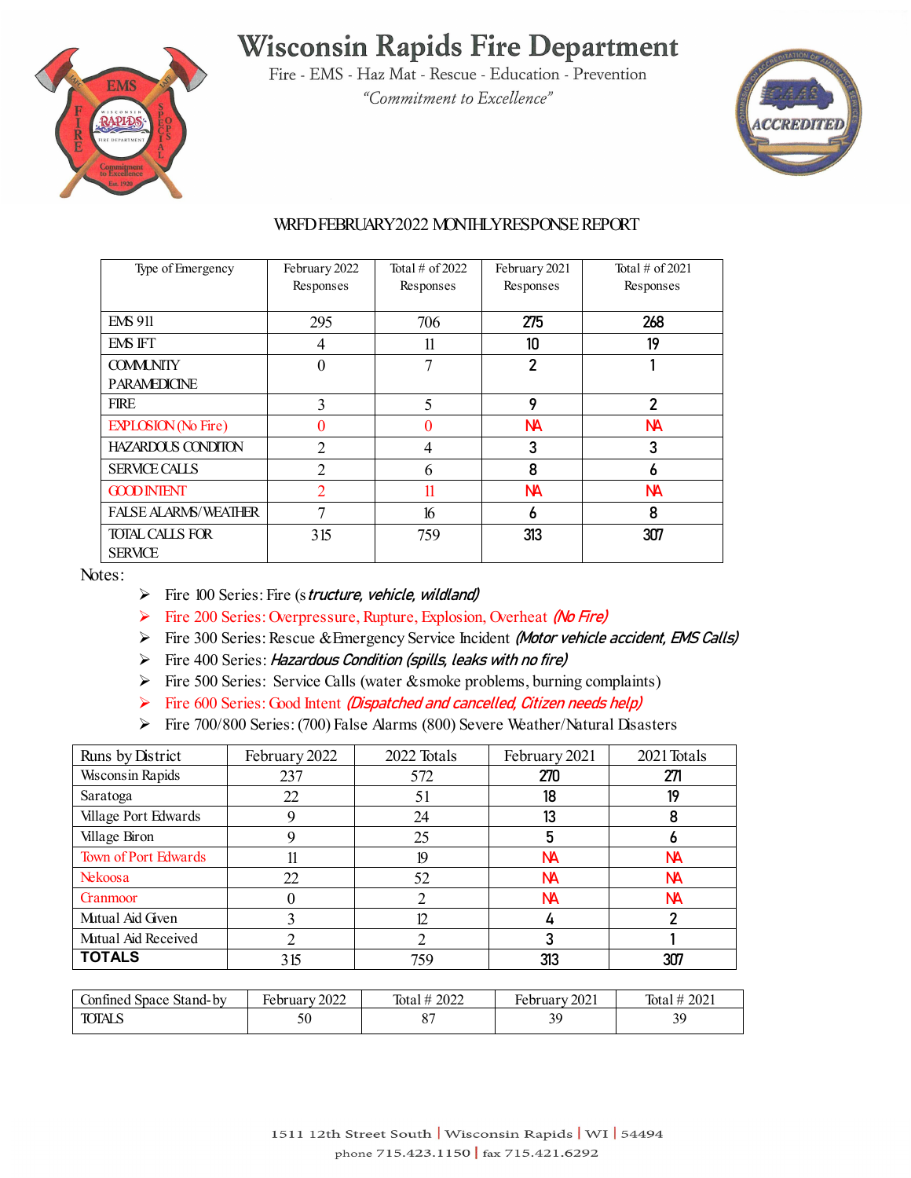# Wisconsin Rapids Fire Department

Fire - EMS - Haz Mat - Rescue - Education - Prevention

*"Commitment to Excellence"*

## WRFD FEBRUARY 2022 MONTHLY RESPONSE REPORT

| Type of Emergency | February 2022 Responses | Total # of 2022 Responses | February 2021 Responses | Total # of 2021 Responses |
|---|---|---|---|---|
| EMS 911 | 295 | 706 | 275 | 268 |
| EMS IFT | 4 | 11 | 10 | 19 |
| COMMUNITY PARAMEDICINE | 0 | 7 | 2 | 1 |
| FIRE | 3 | 5 | 9 | 2 |
| EXPLOSION (No Fire) | 0 | 0 | NA | NA |
| HAZARDOUS CONDITION | 2 | 4 | 3 | 3 |
| SERVICE CALLS | 2 | 6 | 8 | 6 |
| GOOD INTENT | 2 | 11 | NA | NA |
| FALSE ALARMS/WEATHER | 7 | 16 | 6 | 8 |
| TOTAL CALLS FOR SERVICE | 315 | 759 | 313 | 307 |

Notes:

- Fire 100 Series: Fire (s*tructure, vehicle, wildland)*
- Fire 200 Series: Overpressure, Rupture, Explosion, Overheat *(No Fire)*
- Fire 300 Series: Rescue & Emergency Service Incident *(Motor vehicle accident, EMS Calls)*
- Fire 400 Series: *Hazardous Condition (spills, leaks with no fire)*
- Fire 500 Series: Service Calls (water & smoke problems, burning complaints)
- Fire 600 Series: Good Intent *(Dispatched and cancelled, Citizen needs help)*
- Fire 700/800 Series: (700) False Alarms (800) Severe Weather/Natural Disasters

| Runs by District | February 2022 | 2022 Totals | February 2021 | 2021 Totals |
|---|---|---|---|---|
| Wisconsin Rapids | 237 | 572 | 270 | 271 |
| Saratoga | 22 | 51 | 18 | 19 |
| Village Port Edwards | 9 | 24 | 13 | 8 |
| Village Biron | 9 | 25 | 5 | 6 |
| Town of Port Edwards | 11 | 19 | NA | NA |
| Nekoosa | 22 | 52 | NA | NA |
| Granmoor | 0 | 2 | NA | NA |
| Mutual Aid Given | 3 | 12 | 4 | 2 |
| Mutual Aid Received | 2 | 2 | 3 | 1 |
| **TOTALS** | 315 | 759 | 313 | 307 |

| Confined Space Stand-by | February 2022 | Total # 2022 | February 2021 | Total # 2021 |
|---|---|---|---|---|
| TOTALS | 50 | 87 | 39 | 39 |

1511 12th Street South | Wisconsin Rapids | WI | 54494
phone 715.423.1150 | fax 715.421.6292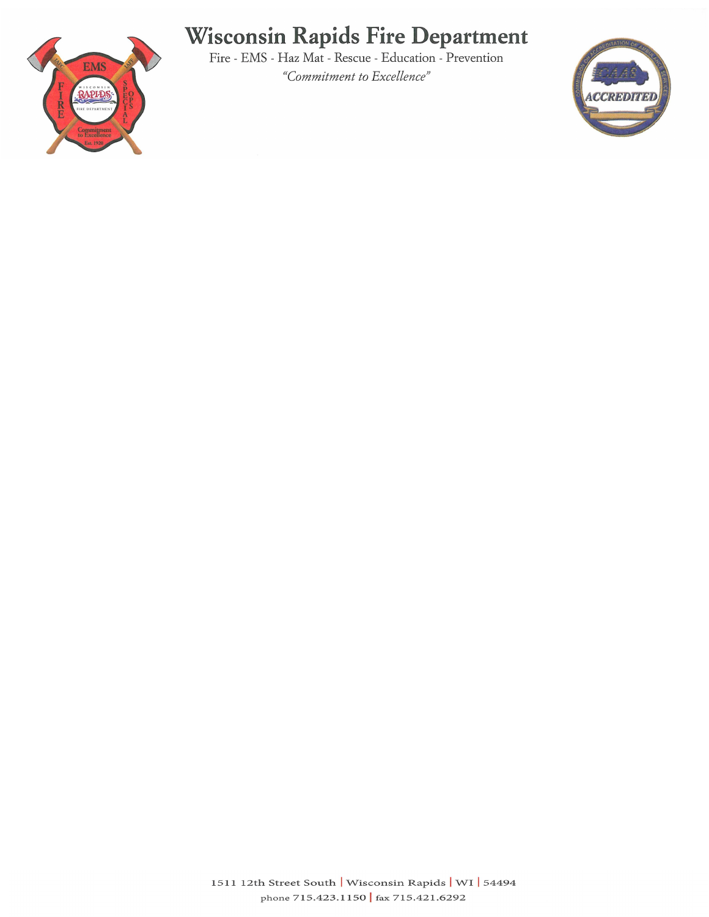# Wisconsin Rapids Fire Department

Fire - EMS - Haz Mat - Rescue - Education - Prevention

*"Commitment to Excellence"*

1511 12th Street South | Wisconsin Rapids | WI | 54494

phone 715.423.1150 | fax 715.421.6292